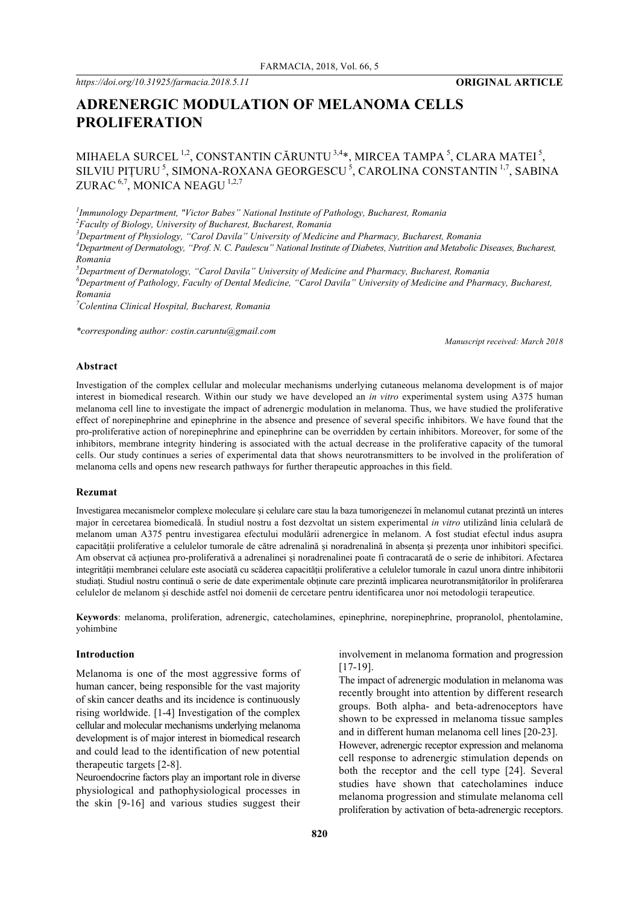https://doi.org/10.31925/farmacia.2018.5.11 **ORIGINAL ARTICLE**

# ADRENERGIC MODULATION OF MELANOMA CELLS PROLIFERATION

MIHAELA SURCEL [1,2], CONSTANTIN CĂRUNTU [3,4]*, MIRCEA TAMPA [5], CLARA MATEI [5], SILVIU PIȚURU [5], SIMONA-ROXANA GEORGESCU [5], CAROLINA CONSTANTIN [1,7], SABINA ZURAC [6,7], MONICA NEAGU [1,2,7]

*[1]Immunology Department, "Victor Babes" National Institute of Pathology, Bucharest, Romania*
*[2]Faculty of Biology, University of Bucharest, Bucharest, Romania*
*[3]Department of Physiology, "Carol Davila" University of Medicine and Pharmacy, Bucharest, Romania*
*[4]Department of Dermatology, "Prof. N. C. Paulescu" National Institute of Diabetes, Nutrition and Metabolic Diseases, Bucharest, Romania*
*[5]Department of Dermatology, "Carol Davila" University of Medicine and Pharmacy, Bucharest, Romania*
*[6]Department of Pathology, Faculty of Dental Medicine, "Carol Davila" University of Medicine and Pharmacy, Bucharest, Romania*
*[7]Colentina Clinical Hospital, Bucharest, Romania*

*\*corresponding author: costin.caruntu@gmail.com*

*Manuscript received: March 2018*

### Abstract

Investigation of the complex cellular and molecular mechanisms underlying cutaneous melanoma development is of major interest in biomedical research. Within our study we have developed an *in vitro* experimental system using A375 human melanoma cell line to investigate the impact of adrenergic modulation in melanoma. Thus, we have studied the proliferative effect of norepinephrine and epinephrine in the absence and presence of several specific inhibitors. We have found that the pro-proliferative action of norepinephrine and epinephrine can be overridden by certain inhibitors. Moreover, for some of the inhibitors, membrane integrity hindering is associated with the actual decrease in the proliferative capacity of the tumoral cells. Our study continues a series of experimental data that shows neurotransmitters to be involved in the proliferation of melanoma cells and opens new research pathways for further therapeutic approaches in this field.

### Rezumat

Investigarea mecanismelor complexe moleculare și celulare care stau la baza tumorigenezei în melanomul cutanat prezintă un interes major în cercetarea biomedicală. În studiul nostru a fost dezvoltat un sistem experimental *in vitro* utilizând linia celulară de melanom uman A375 pentru investigarea efectului modulării adrenergice în melanom. A fost studiat efectul indus asupra capacității proliferative a celulelor tumorale de către adrenalină și noradrenalină în absența și prezența unor inhibitori specifici. Am observat că acțiunea pro-proliferativă a adrenalinei și noradrenalinei poate fi contracarată de o serie de inhibitori. Afectarea integrității membranei celulare este asociată cu scăderea capacității proliferative a celulelor tumorale în cazul unora dintre inhibitorii studiați. Studiul nostru continuă o serie de date experimentale obținute care prezintă implicarea neurotransmițătorilor în proliferarea celulelor de melanom și deschide astfel noi domenii de cercetare pentru identificarea unor noi metodologii terapeutice.

**Keywords**: melanoma, proliferation, adrenergic, catecholamines, epinephrine, norepinephrine, propranolol, phentolamine, yohimbine

### Introduction

Melanoma is one of the most aggressive forms of human cancer, being responsible for the vast majority of skin cancer deaths and its incidence is continuously rising worldwide. [1-4] Investigation of the complex cellular and molecular mechanisms underlying melanoma development is of major interest in biomedical research and could lead to the identification of new potential therapeutic targets [2-8].

Neuroendocrine factors play an important role in diverse physiological and pathophysiological processes in the skin [9-16] and various studies suggest their involvement in melanoma formation and progression [17-19].

The impact of adrenergic modulation in melanoma was recently brought into attention by different research groups. Both alpha- and beta-adrenoceptors have shown to be expressed in melanoma tissue samples and in different human melanoma cell lines [20-23].

However, adrenergic receptor expression and melanoma cell response to adrenergic stimulation depends on both the receptor and the cell type [24]. Several studies have shown that catecholamines induce melanoma progression and stimulate melanoma cell proliferation by activation of beta-adrenergic receptors.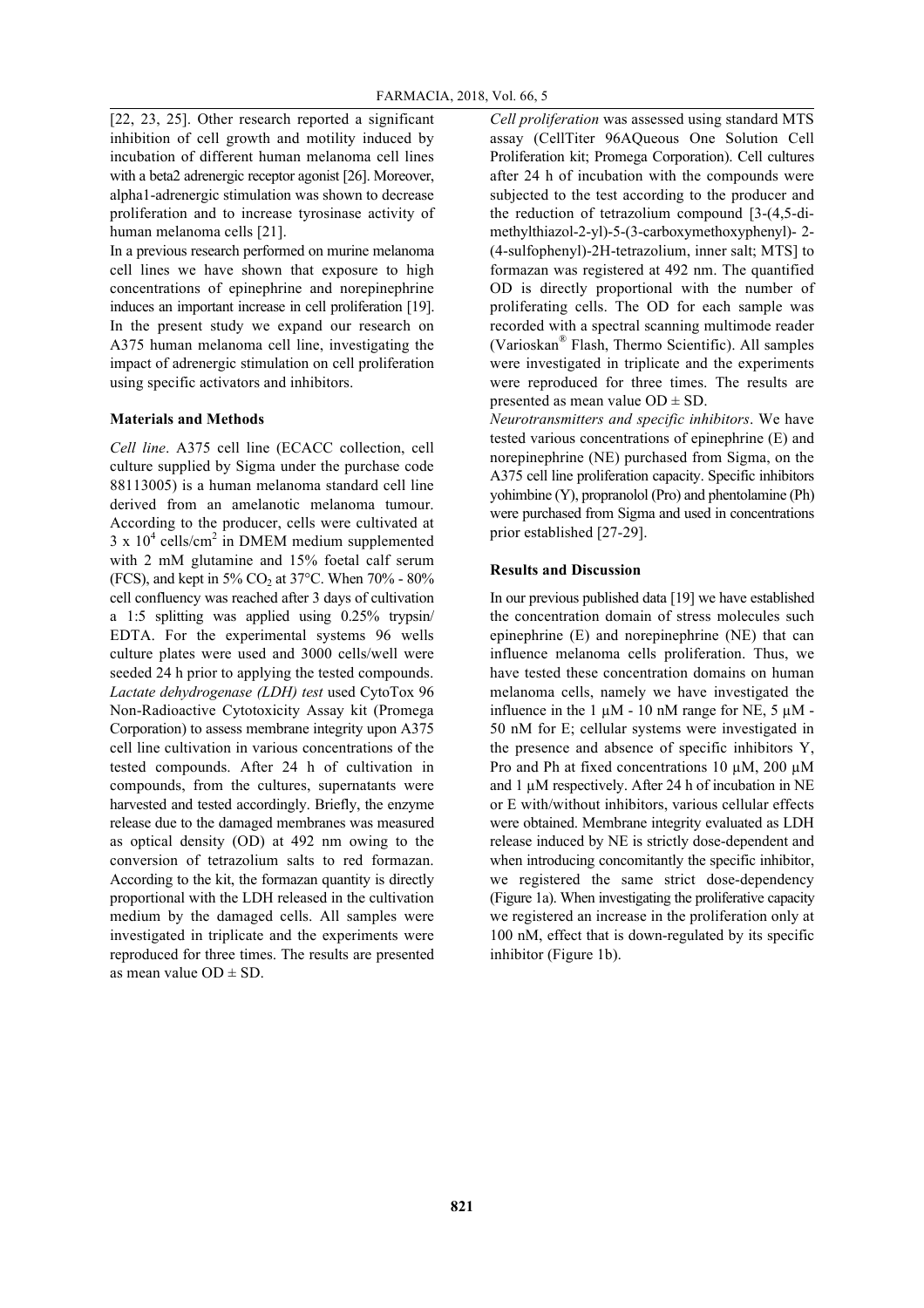[22, 23, 25]. Other research reported a significant inhibition of cell growth and motility induced by incubation of different human melanoma cell lines with a beta2 adrenergic receptor agonist [26]. Moreover, alpha1-adrenergic stimulation was shown to decrease proliferation and to increase tyrosinase activity of human melanoma cells [21].

In a previous research performed on murine melanoma cell lines we have shown that exposure to high concentrations of epinephrine and norepinephrine induces an important increase in cell proliferation [19]. In the present study we expand our research on A375 human melanoma cell line, investigating the impact of adrenergic stimulation on cell proliferation using specific activators and inhibitors.

## Materials and Methods

*Cell line*. A375 cell line (ECACC collection, cell culture supplied by Sigma under the purchase code 88113005) is a human melanoma standard cell line derived from an amelanotic melanoma tumour. According to the producer, cells were cultivated at $3 \times 10^4$ cells/cm$^2$ in DMEM medium supplemented with 2 mM glutamine and 15% foetal calf serum (FCS), and kept in 5% $CO_2$ at 37°C. When 70% - 80% cell confluency was reached after 3 days of cultivation a 1:5 splitting was applied using 0.25% trypsin/EDTA. For the experimental systems 96 wells culture plates were used and 3000 cells/well were seeded 24 h prior to applying the tested compounds.

*Lactate dehydrogenase (LDH) test* used CytoTox 96 Non-Radioactive Cytotoxicity Assay kit (Promega Corporation) to assess membrane integrity upon A375 cell line cultivation in various concentrations of the tested compounds. After 24 h of cultivation in compounds, from the cultures, supernatants were harvested and tested accordingly. Briefly, the enzyme release due to the damaged membranes was measured as optical density (OD) at 492 nm owing to the conversion of tetrazolium salts to red formazan. According to the kit, the formazan quantity is directly proportional with the LDH released in the cultivation medium by the damaged cells. All samples were investigated in triplicate and the experiments were reproduced for three times. The results are presented as mean value OD ± SD.

*Cell proliferation* was assessed using standard MTS assay (CellTiter 96AQueous One Solution Cell Proliferation kit; Promega Corporation). Cell cultures after 24 h of incubation with the compounds were subjected to the test according to the producer and the reduction of tetrazolium compound [3-(4,5-di-methylthiazol-2-yl)-5-(3-carboxymethoxyphenyl)- 2-(4-sulfophenyl)-2H-tetrazolium, inner salt; MTS] to formazan was registered at 492 nm. The quantified OD is directly proportional with the number of proliferating cells. The OD for each sample was recorded with a spectral scanning multimode reader (Varioskan® Flash, Thermo Scientific). All samples were investigated in triplicate and the experiments were reproduced for three times. The results are presented as mean value OD ± SD.

*Neurotransmitters and specific inhibitors*. We have tested various concentrations of epinephrine (E) and norepinephrine (NE) purchased from Sigma, on the A375 cell line proliferation capacity. Specific inhibitors yohimbine (Y), propranolol (Pro) and phentolamine (Ph) were purchased from Sigma and used in concentrations prior established [27-29].

## Results and Discussion

In our previous published data [19] we have established the concentration domain of stress molecules such epinephrine (E) and norepinephrine (NE) that can influence melanoma cells proliferation. Thus, we have tested these concentration domains on human melanoma cells, namely we have investigated the influence in the 1 µM - 10 nM range for NE, 5 µM - 50 nM for E; cellular systems were investigated in the presence and absence of specific inhibitors Y, Pro and Ph at fixed concentrations 10 µM, 200 µM and 1 µM respectively. After 24 h of incubation in NE or E with/without inhibitors, various cellular effects were obtained. Membrane integrity evaluated as LDH release induced by NE is strictly dose-dependent and when introducing concomitantly the specific inhibitor, we registered the same strict dose-dependency (Figure 1a). When investigating the proliferative capacity we registered an increase in the proliferation only at 100 nM, effect that is down-regulated by its specific inhibitor (Figure 1b).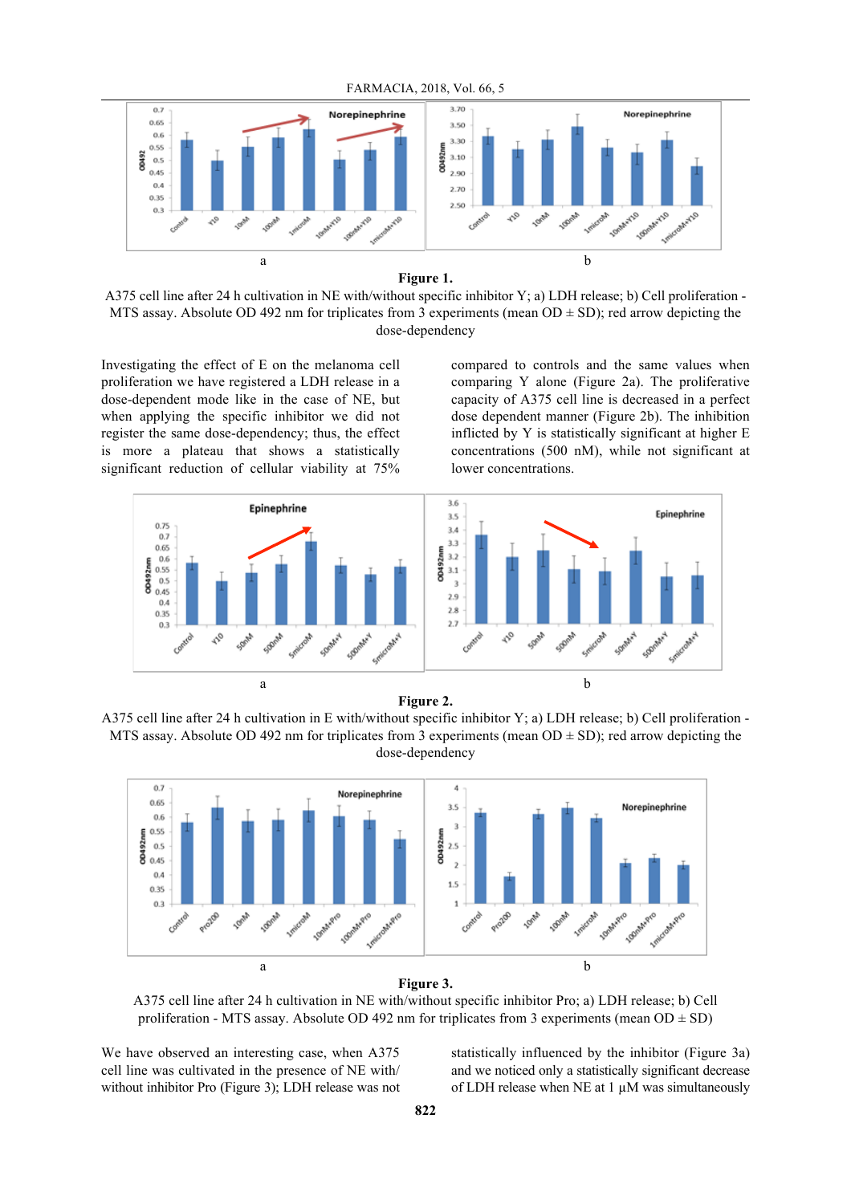0.7
0.65
0.6
0.55
0.5
0.45
0.4
0.35
0.3

OD492

Norepinephrine

Control
Y10
10nM
100nM
1microM
10nM+Y10
100nM+Y10
1microM+Y10

a

3.70
3.50
3.30
3.10
2.90
2.70
2.50

OD492nm

Norepinephrine

Control
Y10
10nM
100nM
1microM
10nM+Y10
100nM+Y10
1microM+Y10

b

**Figure 1.**

A375 cell line after 24 h cultivation in NE with/without specific inhibitor Y; a) LDH release; b) Cell proliferation - MTS assay. Absolute OD 492 nm for triplicates from 3 experiments (mean OD ± SD); red arrow depicting the dose-dependency

Investigating the effect of E on the melanoma cell proliferation we have registered a LDH release in a dose-dependent mode like in the case of NE, but when applying the specific inhibitor we did not register the same dose-dependency; thus, the effect is more a plateau that shows a statistically significant reduction of cellular viability at 75% compared to controls and the same values when comparing Y alone (Figure 2a). The proliferative capacity of A375 cell line is decreased in a perfect dose dependent manner (Figure 2b). The inhibition inflicted by Y is statistically significant at higher E concentrations (500 nM), while not significant at lower concentrations.

Epinephrine

0.75
0.7
0.65
0.6
0.55
0.5
0.45
0.4
0.35
0.3

OD492nm

Control
Y10
50nM
500nM
5microM
50nM+Y
500nM+Y
5microM+Y

a

3.6
3.5
3.4
3.3
3.2
3.1
3
2.9
2.8
2.7

OD492nm

Epinephrine

Control
Y10
50nM
500nM
5microM
50nM+Y
500nM+Y
5microM+Y

b

**Figure 2.**

A375 cell line after 24 h cultivation in E with/without specific inhibitor Y; a) LDH release; b) Cell proliferation - MTS assay. Absolute OD 492 nm for triplicates from 3 experiments (mean OD ± SD); red arrow depicting the dose-dependency

0.7
0.65
0.6
0.55
0.5
0.45
0.4
0.35
0.3

OD492nm

Norepinephrine

Control
Pro200
10nM
100nM
1microM
10nM+Pro
100nM+Pro
1microM+Pro

a

4
3.5
3
2.5
2
1.5
1

OD492nm

Norepinephrine

Control
Pro200
10nM
100nM
1microM
10nM+Pro
100nM+Pro
1microM+Pro

b

**Figure 3.**

A375 cell line after 24 h cultivation in NE with/without specific inhibitor Pro; a) LDH release; b) Cell proliferation - MTS assay. Absolute OD 492 nm for triplicates from 3 experiments (mean OD ± SD)

We have observed an interesting case, when A375 cell line was cultivated in the presence of NE with/without inhibitor Pro (Figure 3); LDH release was not statistically influenced by the inhibitor (Figure 3a) and we noticed only a statistically significant decrease of LDH release when NE at 1 µM was simultaneously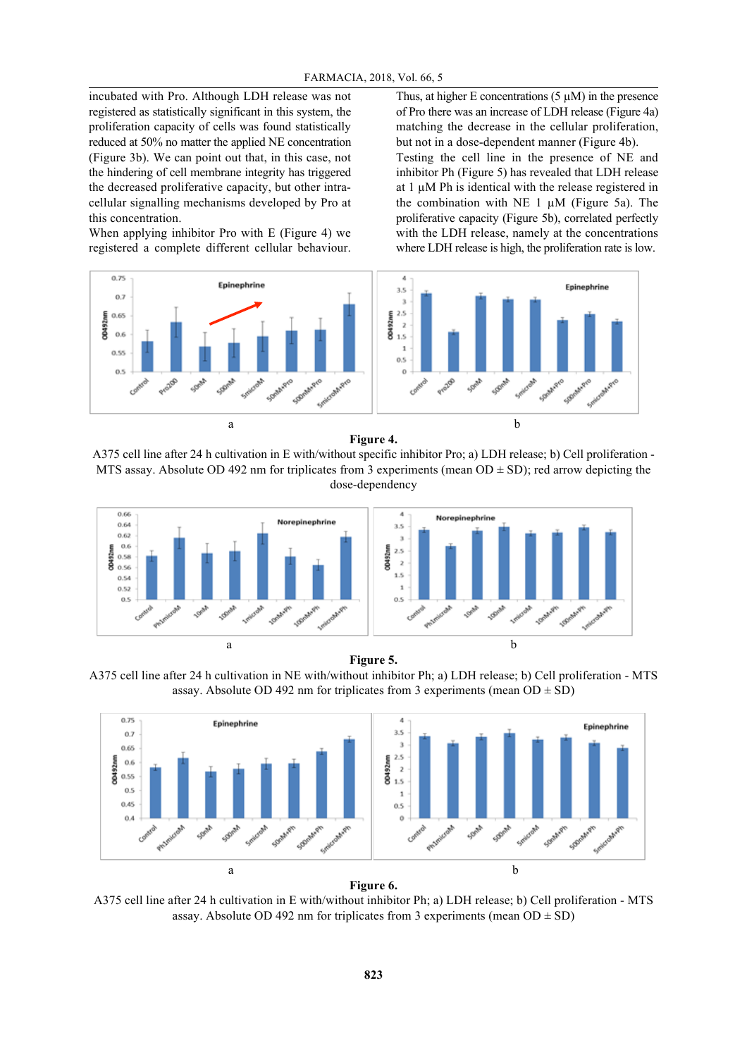incubated with Pro. Although LDH release was not registered as statistically significant in this system, the proliferation capacity of cells was found statistically reduced at 50% no matter the applied NE concentration (Figure 3b). We can point out that, in this case, not the hindering of cell membrane integrity has triggered the decreased proliferative capacity, but other intra-cellular signalling mechanisms developed by Pro at this concentration.

When applying inhibitor Pro with E (Figure 4) we registered a complete different cellular behaviour. Thus, at higher E concentrations (5 µM) in the presence of Pro there was an increase of LDH release (Figure 4a) matching the decrease in the cellular proliferation, but not in a dose-dependent manner (Figure 4b).

Testing the cell line in the presence of NE and inhibitor Ph (Figure 5) has revealed that LDH release at 1 µM Ph is identical with the release registered in the combination with NE 1 µM (Figure 5a). The proliferative capacity (Figure 5b), correlated perfectly with the LDH release, namely at the concentrations where LDH release is high, the proliferation rate is low.

Epinephrine
OD492nm
0.75
0.7
0.65
0.6
0.55
0.5
Control
Pro200
50nM
500nM
5microM
50nM+Pro
500nM+Pro
5microM+Pro

a

Epinephrine
OD492nm
4
3.5
3
2.5
2
1.5
1
0.5
0
Control
Pro200
50nM
500nM
5microM
50nM+Pro
500nM+Pro
5microM+Pro

b

**Figure 4.**
A375 cell line after 24 h cultivation in E with/without specific inhibitor Pro; a) LDH release; b) Cell proliferation - MTS assay. Absolute OD 492 nm for triplicates from 3 experiments (mean OD ± SD); red arrow depicting the dose-dependency

Norepinephrine
OD492nm
0.66
0.64
0.62
0.6
0.58
0.56
0.54
0.52
0.5
Control
Ph1microM
10nM
100nM
1microM
10nM+Ph
100nM+Ph
1microM+Ph

a

Norepinephrine
OD492nm
4
3.5
3
2.5
2
1.5
1
0.5
Control
Ph1microM
10nM
100nM
1microM
10nM+Ph
100nM+Ph
1microM+Ph

b

**Figure 5.**
A375 cell line after 24 h cultivation in NE with/without inhibitor Ph; a) LDH release; b) Cell proliferation - MTS assay. Absolute OD 492 nm for triplicates from 3 experiments (mean OD ± SD)

Epinephrine
OD492nm
0.75
0.7
0.65
0.6
0.55
0.5
0.45
0.4
Control
Ph1microM
50nM
500nM
5microM
50nM+Ph
500nM+Ph
5microM+Ph

a

Epinephrine
OD492nm
4
3.5
3
2.5
2
1.5
1
0.5
0
Control
Ph1microM
50nM
500nM
5microM
50nM+Ph
500nM+Ph
5microM+Ph

b

**Figure 6.**
A375 cell line after 24 h cultivation in E with/without inhibitor Ph; a) LDH release; b) Cell proliferation - MTS assay. Absolute OD 492 nm for triplicates from 3 experiments (mean OD ± SD)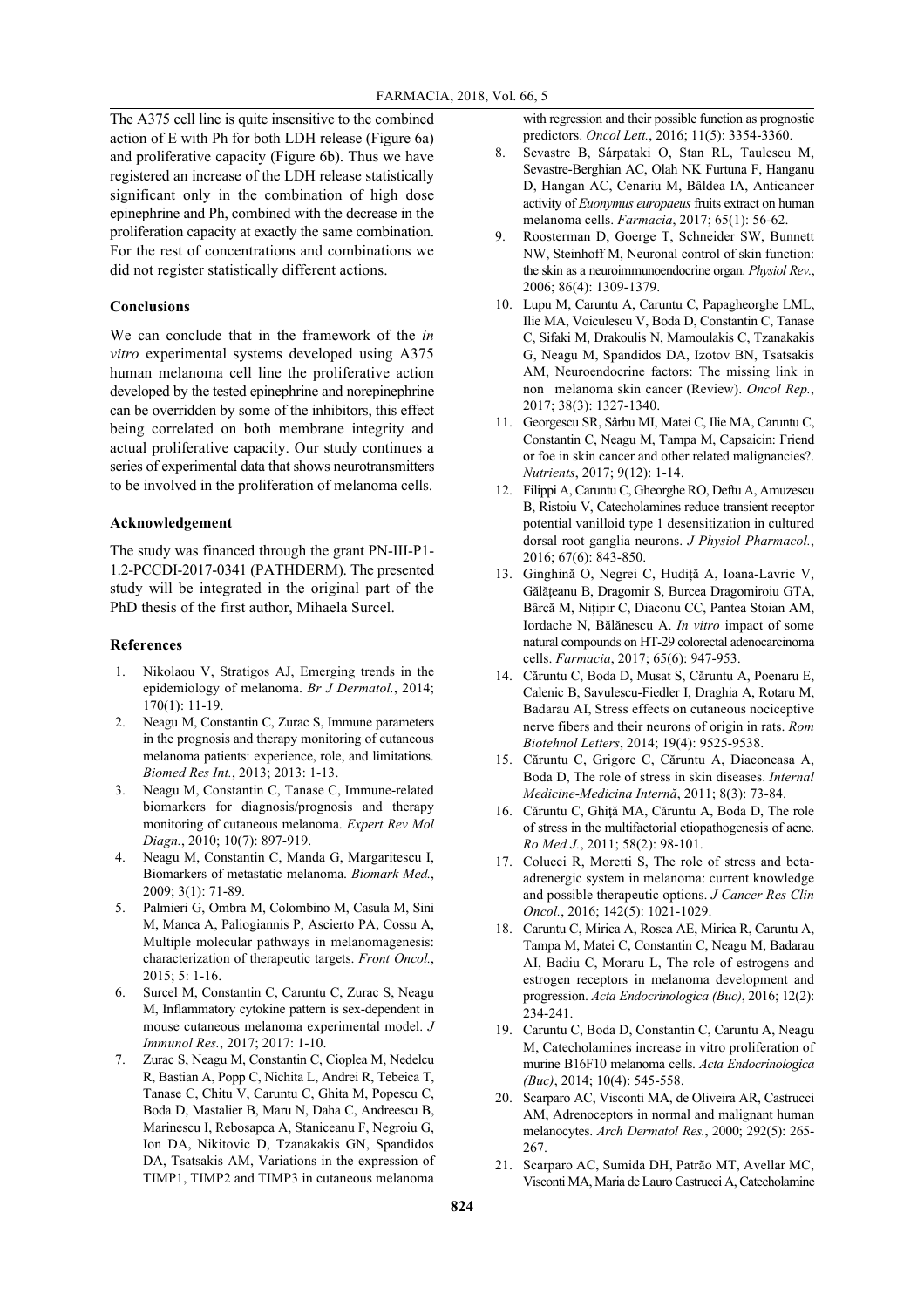The A375 cell line is quite insensitive to the combined action of E with Ph for both LDH release (Figure 6a) and proliferative capacity (Figure 6b). Thus we have registered an increase of the LDH release statistically significant only in the combination of high dose epinephrine and Ph, combined with the decrease in the proliferation capacity at exactly the same combination. For the rest of concentrations and combinations we did not register statistically different actions.

## Conclusions

We can conclude that in the framework of the *in vitro* experimental systems developed using A375 human melanoma cell line the proliferative action developed by the tested epinephrine and norepinephrine can be overridden by some of the inhibitors, this effect being correlated on both membrane integrity and actual proliferative capacity. Our study continues a series of experimental data that shows neurotransmitters to be involved in the proliferation of melanoma cells.

## Acknowledgement

The study was financed through the grant PN-III-P1-1.2-PCCDI-2017-0341 (PATHDERM). The presented study will be integrated in the original part of the PhD thesis of the first author, Mihaela Surcel.

## References

1. Nikolaou V, Stratigos AJ, Emerging trends in the epidemiology of melanoma. *Br J Dermatol.*, 2014; 170(1): 11-19.
2. Neagu M, Constantin C, Zurac S, Immune parameters in the prognosis and therapy monitoring of cutaneous melanoma patients: experience, role, and limitations. *Biomed Res Int.*, 2013; 2013: 1-13.
3. Neagu M, Constantin C, Tanase C, Immune-related biomarkers for diagnosis/prognosis and therapy monitoring of cutaneous melanoma. *Expert Rev Mol Diagn.*, 2010; 10(7): 897-919.
4. Neagu M, Constantin C, Manda G, Margaritescu I, Biomarkers of metastatic melanoma. *Biomark Med.*, 2009; 3(1): 71-89.
5. Palmieri G, Ombra M, Colombino M, Casula M, Sini M, Manca A, Paliogiannis P, Ascierto PA, Cossu A, Multiple molecular pathways in melanomagenesis: characterization of therapeutic targets. *Front Oncol.*, 2015; 5: 1-16.
6. Surcel M, Constantin C, Caruntu C, Zurac S, Neagu M, Inflammatory cytokine pattern is sex-dependent in mouse cutaneous melanoma experimental model. *J Immunol Res.*, 2017; 2017: 1-10.
7. Zurac S, Neagu M, Constantin C, Cioplea M, Nedelcu R, Bastian A, Popp C, Nichita L, Andrei R, Tebeica T, Tanase C, Chitu V, Caruntu C, Ghita M, Popescu C, Boda D, Mastalier B, Maru N, Daha C, Andreescu B, Marinescu I, Rebosapca A, Staniceanu F, Negroiu G, Ion DA, Nikitovic D, Tzanakakis GN, Spandidos DA, Tsatsakis AM, Variations in the expression of TIMP1, TIMP2 and TIMP3 in cutaneous melanoma with regression and their possible function as prognostic predictors. *Oncol Lett.*, 2016; 11(5): 3354-3360.
8. Sevastre B, Sárpataki O, Stan RL, Taulescu M, Sevastre-Berghian AC, Olah NK Furtuna F, Hanganu D, Hangan AC, Cenariu M, Bâldea IA, Anticancer activity of *Euonymus europaeus* fruits extract on human melanoma cells. *Farmacia*, 2017; 65(1): 56-62.
9. Roosterman D, Goerge T, Schneider SW, Bunnett NW, Steinhoff M, Neuronal control of skin function: the skin as a neuroimmunoendocrine organ. *Physiol Rev.*, 2006; 86(4): 1309-1379.
10. Lupu M, Caruntu A, Caruntu C, Papagheorghe LML, Ilie MA, Voiculescu V, Boda D, Constantin C, Tanase C, Sifaki M, Drakoulis N, Mamoulakis C, Tzanakakis G, Neagu M, Spandidos DA, Izotov BN, Tsatsakis AM, Neuroendocrine factors: The missing link in non melanoma skin cancer (Review). *Oncol Rep.*, 2017; 38(3): 1327-1340.
11. Georgescu SR, Sârbu MI, Matei C, Ilie MA, Caruntu C, Constantin C, Neagu M, Tampa M, Capsaicin: Friend or foe in skin cancer and other related malignancies?. *Nutrients*, 2017; 9(12): 1-14.
12. Filippi A, Caruntu C, Gheorghe RO, Deftu A, Amuzescu B, Ristoiu V, Catecholamines reduce transient receptor potential vanilloid type 1 desensitization in cultured dorsal root ganglia neurons. *J Physiol Pharmacol.*, 2016; 67(6): 843-850.
13. Ginghină O, Negrei C, Hudiță A, Ioana-Lavric V, Gălățeanu B, Dragomir S, Burcea Dragomiroiu GTA, Bârcă M, Nițipir C, Diaconu CC, Pantea Stoian AM, Iordache N, Bălănescu A. *In vitro* impact of some natural compounds on HT-29 colorectal adenocarcinoma cells. *Farmacia*, 2017; 65(6): 947-953.
14. Căruntu C, Boda D, Musat S, Căruntu A, Poenaru E, Calenic B, Savulescu-Fiedler I, Draghia A, Rotaru M, Badarau AI, Stress effects on cutaneous nociceptive nerve fibers and their neurons of origin in rats. *Rom Biotehnol Letters*, 2014; 19(4): 9525-9538.
15. Căruntu C, Grigore C, Căruntu A, Diaconeasa A, Boda D, The role of stress in skin diseases. *Internal Medicine-Medicina Internă*, 2011; 8(3): 73-84.
16. Căruntu C, Ghiţă MA, Căruntu A, Boda D, The role of stress in the multifactorial etiopathogenesis of acne. *Ro Med J.*, 2011; 58(2): 98-101.
17. Colucci R, Moretti S, The role of stress and beta-adrenergic system in melanoma: current knowledge and possible therapeutic options. *J Cancer Res Clin Oncol.*, 2016; 142(5): 1021-1029.
18. Caruntu C, Mirica A, Rosca AE, Mirica R, Caruntu A, Tampa M, Matei C, Constantin C, Neagu M, Badarau AI, Badiu C, Moraru L, The role of estrogens and estrogen receptors in melanoma development and progression. *Acta Endocrinologica (Buc)*, 2016; 12(2): 234-241.
19. Caruntu C, Boda D, Constantin C, Caruntu A, Neagu M, Catecholamines increase in vitro proliferation of murine B16F10 melanoma cells. *Acta Endocrinologica (Buc)*, 2014; 10(4): 545-558.
20. Scarparo AC, Visconti MA, de Oliveira AR, Castrucci AM, Adrenoceptors in normal and malignant human melanocytes. *Arch Dermatol Res.*, 2000; 292(5): 265-267.
21. Scarparo AC, Sumida DH, Patrão MT, Avellar MC, Visconti MA, Maria de Lauro Castrucci A, Catecholamine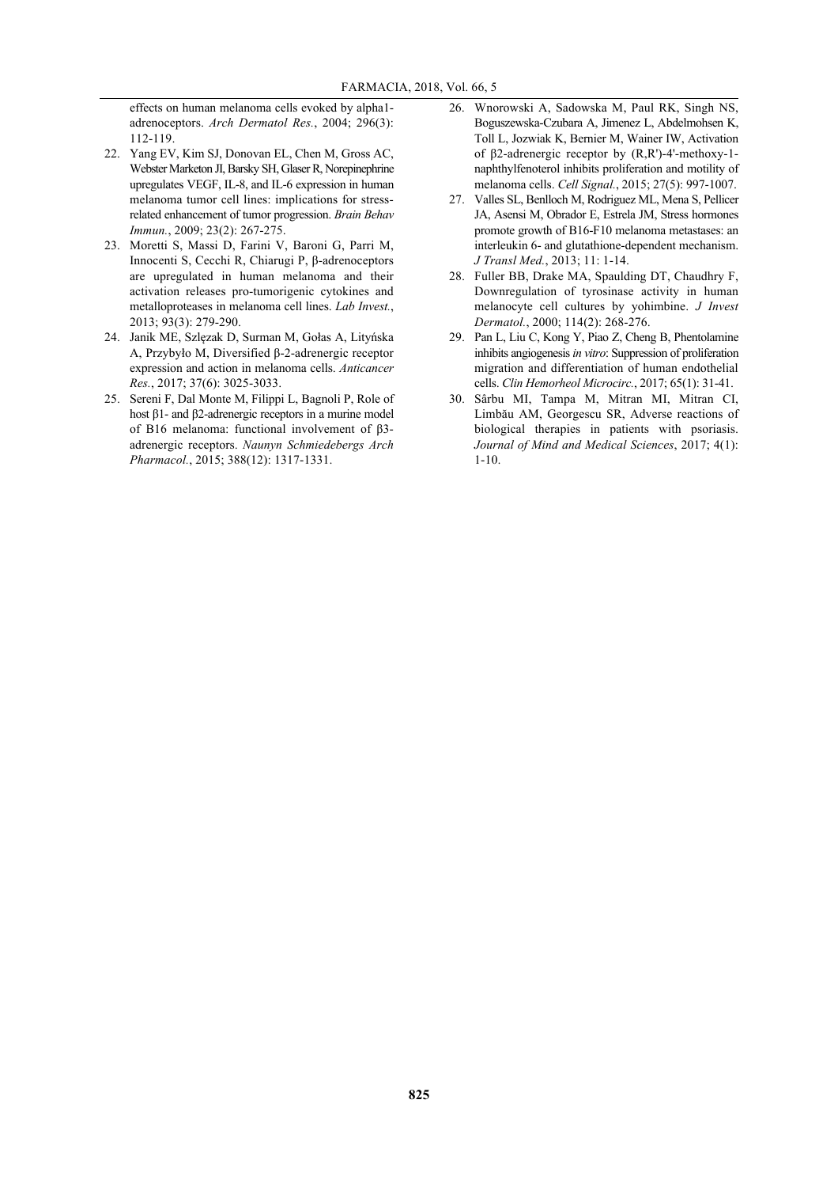effects on human melanoma cells evoked by alpha1-adrenoceptors. *Arch Dermatol Res.*, 2004; 296(3): 112-119.

22. Yang EV, Kim SJ, Donovan EL, Chen M, Gross AC, Webster Marketon JI, Barsky SH, Glaser R, Norepinephrine upregulates VEGF, IL-8, and IL-6 expression in human melanoma tumor cell lines: implications for stress-related enhancement of tumor progression. *Brain Behav Immun.*, 2009; 23(2): 267-275.
23. Moretti S, Massi D, Farini V, Baroni G, Parri M, Innocenti S, Cecchi R, Chiarugi P, β-adrenoceptors are upregulated in human melanoma and their activation releases pro-tumorigenic cytokines and metalloproteases in melanoma cell lines. *Lab Invest.*, 2013; 93(3): 279-290.
24. Janik ME, Szlęzak D, Surman M, Gołas A, Lityńska A, Przybyło M, Diversified β-2-adrenergic receptor expression and action in melanoma cells. *Anticancer Res.*, 2017; 37(6): 3025-3033.
25. Sereni F, Dal Monte M, Filippi L, Bagnoli P, Role of host β1- and β2-adrenergic receptors in a murine model of B16 melanoma: functional involvement of β3-adrenergic receptors. *Naunyn Schmiedebergs Arch Pharmacol.*, 2015; 388(12): 1317-1331.
26. Wnorowski A, Sadowska M, Paul RK, Singh NS, Boguszewska-Czubara A, Jimenez L, Abdelmohsen K, Toll L, Jozwiak K, Bernier M, Wainer IW, Activation of β2-adrenergic receptor by (R,R')-4'-methoxy-1-naphthylfenoterol inhibits proliferation and motility of melanoma cells. *Cell Signal.*, 2015; 27(5): 997-1007.
27. Valles SL, Benlloch M, Rodriguez ML, Mena S, Pellicer JA, Asensi M, Obrador E, Estrela JM, Stress hormones promote growth of B16-F10 melanoma metastases: an interleukin 6- and glutathione-dependent mechanism. *J Transl Med.*, 2013; 11: 1-14.
28. Fuller BB, Drake MA, Spaulding DT, Chaudhry F, Downregulation of tyrosinase activity in human melanocyte cell cultures by yohimbine. *J Invest Dermatol.*, 2000; 114(2): 268-276.
29. Pan L, Liu C, Kong Y, Piao Z, Cheng B, Phentolamine inhibits angiogenesis *in vitro*: Suppression of proliferation migration and differentiation of human endothelial cells. *Clin Hemorheol Microcirc.*, 2017; 65(1): 31-41.
30. Sârbu MI, Tampa M, Mitran MI, Mitran CI, Limbău AM, Georgescu SR, Adverse reactions of biological therapies in patients with psoriasis. *Journal of Mind and Medical Sciences*, 2017; 4(1): 1-10.